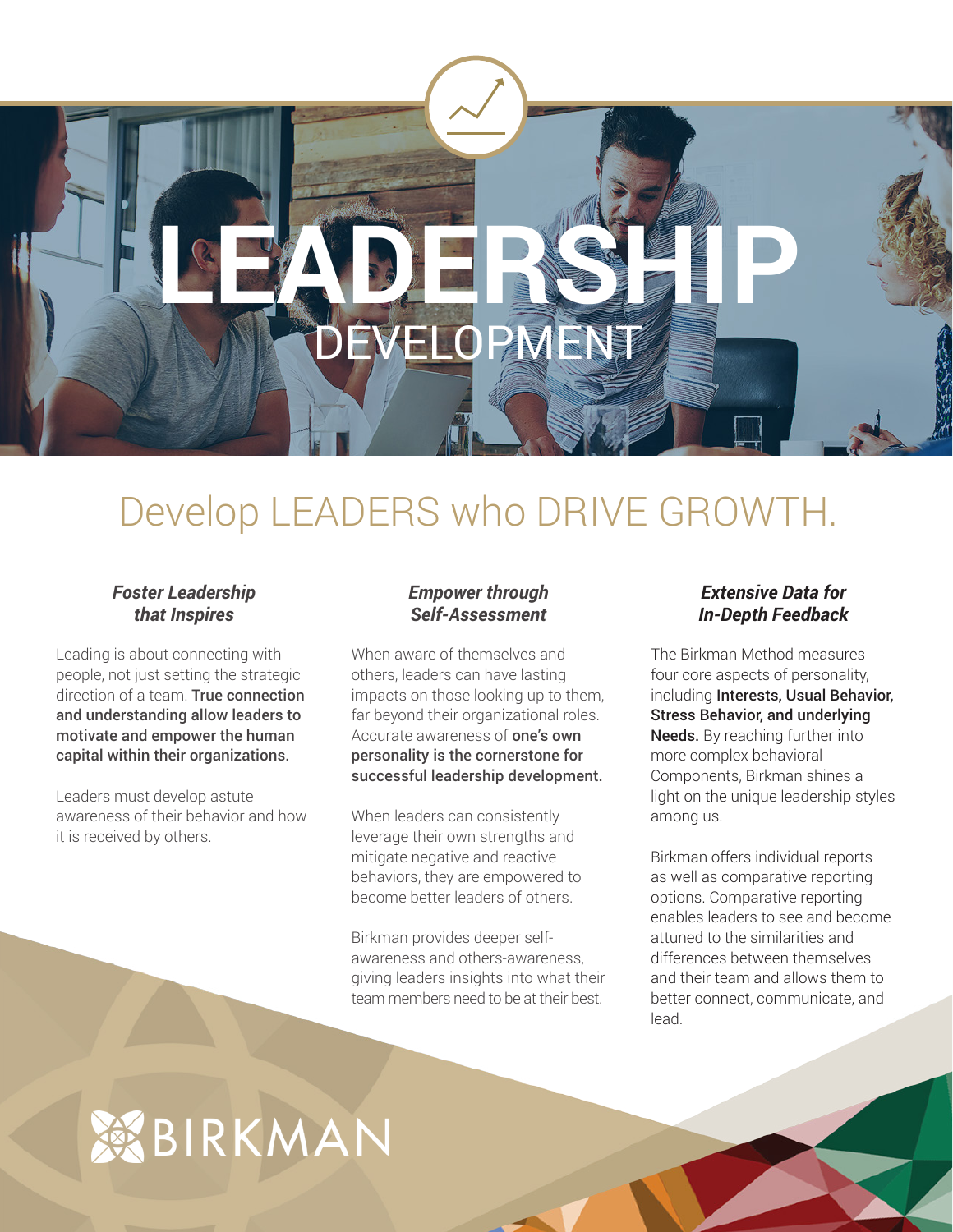# LEADERSHIP DEVELOPMENT

## Develop LEADERS who DRIVE GROWTH.

### *Foster Leadership that Inspires*

Leading is about connecting with people, not just setting the strategic direction of a team. **True connection and understanding allow leaders to motivate and empower the human capital within their organizations.**

Leaders must develop astute awareness of their behavior and how it is received by others.

### *Empower through Self-Assessment*

When aware of themselves and others, leaders can have lasting impacts on those looking up to them, far beyond their organizational roles. Accurate awareness of **one's own personality is the cornerstone for successful leadership development.**

When leaders can consistently leverage their own strengths and mitigate negative and reactive behaviors, they are empowered to become better leaders of others.

Birkman provides deeper self-awareness and others-awareness, giving leaders insights into what their team members need to be at their best.

### *Extensive Data for In-Depth Feedback*

The Birkman Method measures four core aspects of personality, including **Interests, Usual Behavior, Stress Behavior, and underlying Needs.** By reaching further into more complex behavioral Components, Birkman shines a light on the unique leadership styles among us.

Birkman offers individual reports as well as comparative reporting options. Comparative reporting enables leaders to see and become attuned to the similarities and differences between themselves and their team and allows them to better connect, communicate, and lead.

BIRKMAN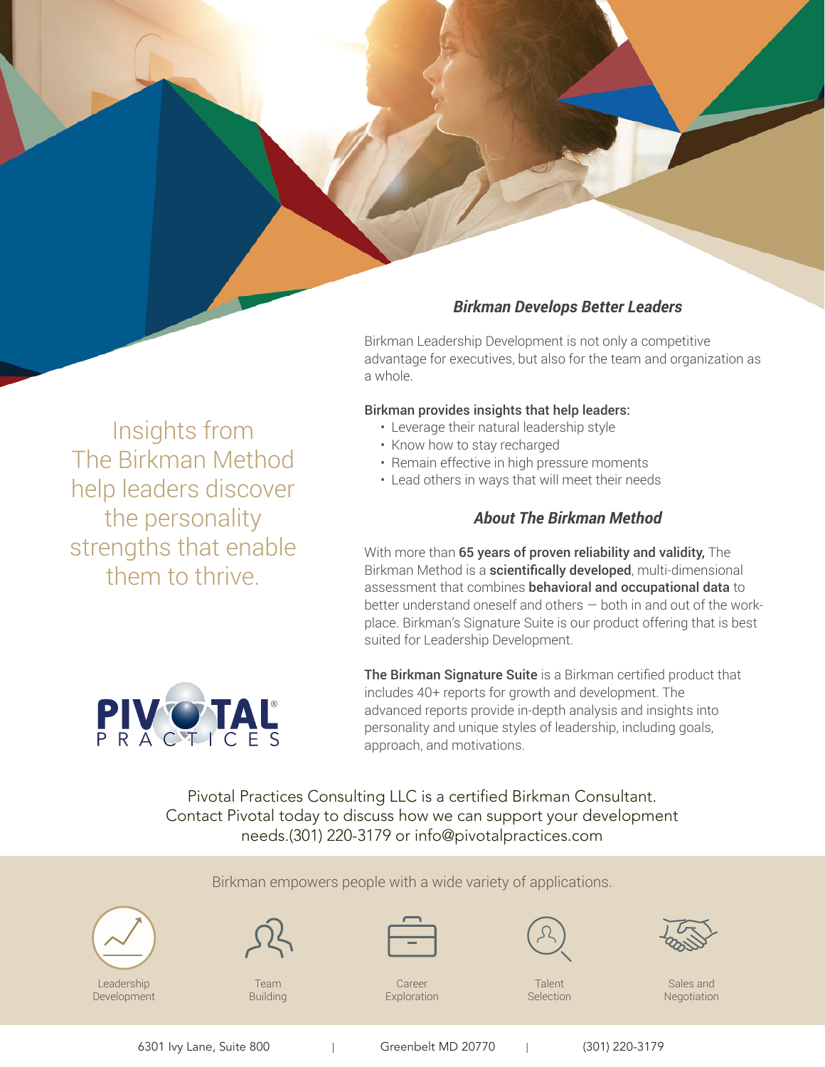## *Birkman Develops Better Leaders*

Birkman Leadership Development is not only a competitive advantage for executives, but also for the team and organization as a whole.

**Birkman provides insights that help leaders:**

- Leverage their natural leadership style
- Know how to stay recharged
- Remain effective in high pressure moments
- Lead others in ways that will meet their needs

Insights from The Birkman Method help leaders discover the personality strengths that enable them to thrive.

## *About The Birkman Method*

With more than **65 years of proven reliability and validity,** The Birkman Method is a **scientifically developed**, multi-dimensional assessment that combines **behavioral and occupational data** to better understand oneself and others — both in and out of the work-place. Birkman's Signature Suite is our product offering that is best suited for Leadership Development.

**The Birkman Signature Suite** is a Birkman certified product that includes 40+ reports for growth and development. The advanced reports provide in-depth analysis and insights into personality and unique styles of leadership, including goals, approach, and motivations.

PIVOTAL® PRACTICES

Pivotal Practices Consulting LLC is a certified Birkman Consultant. Contact Pivotal today to discuss how we can support your development needs.(301) 220-3179 or info@pivotalpractices.com

Birkman empowers people with a wide variety of applications.

Leadership Development

Team Building

Career Exploration

Talent Selection

Sales and Negotiation

6301 Ivy Lane, Suite 800 | Greenbelt MD 20770 | (301) 220-3179